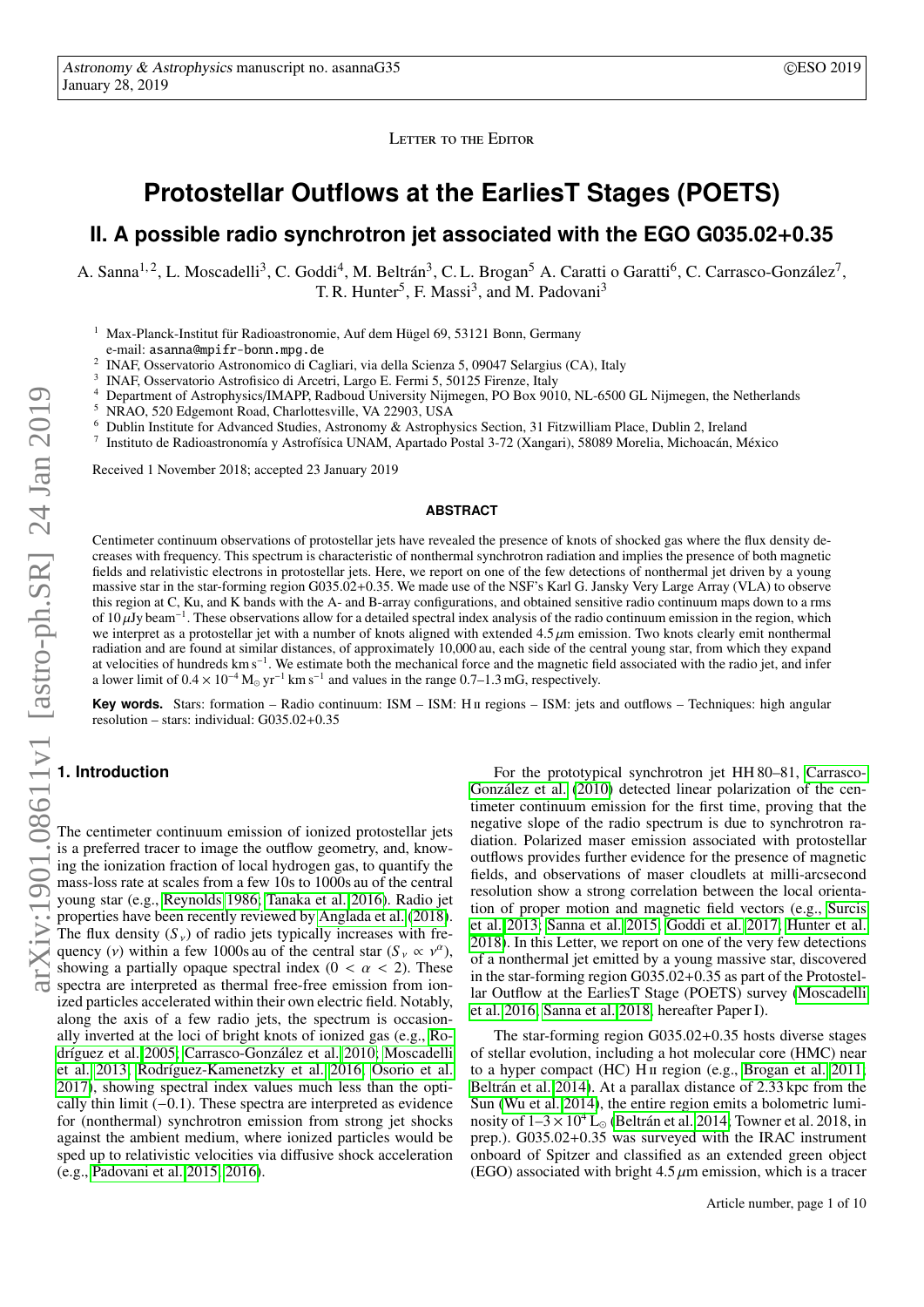Letter to the Editor

# Protostellar Outflows at the EarliesT Stages (POETS)

## II. A possible radio synchrotron jet associated with the EGO G035.02+0.35

A. Sanna[1,2], L. Moscadelli[3], C. Goddi[4], M. Beltrán[3], C. L. Brogan[5] A. Caratti o Garatti[6], C. Carrasco-González[7], T. R. Hunter[5], F. Massi[3], and M. Padovani[3]

[1] Max-Planck-Institut für Radioastronomie, Auf dem Hügel 69, 53121 Bonn, Germany
e-mail: asanna@mpifr-bonn.mpg.de
[2] INAF, Osservatorio Astronomico di Cagliari, via della Scienza 5, 09047 Selargius (CA), Italy
[3] INAF, Osservatorio Astrofisico di Arcetri, Largo E. Fermi 5, 50125 Firenze, Italy
[4] Department of Astrophysics/IMAPP, Radboud University Nijmegen, PO Box 9010, NL-6500 GL Nijmegen, the Netherlands
[5] NRAO, 520 Edgemont Road, Charlottesville, VA 22903, USA
[6] Dublin Institute for Advanced Studies, Astronomy & Astrophysics Section, 31 Fitzwilliam Place, Dublin 2, Ireland
[7] Instituto de Radioastronomía y Astrofísica UNAM, Apartado Postal 3-72 (Xangari), 58089 Morelia, Michoacán, México

Received 1 November 2018; accepted 23 January 2019

**ABSTRACT**

Centimeter continuum observations of protostellar jets have revealed the presence of knots of shocked gas where the flux density decreases with frequency. This spectrum is characteristic of nonthermal synchrotron radiation and implies the presence of both magnetic fields and relativistic electrons in protostellar jets. Here, we report on one of the few detections of nonthermal jet driven by a young massive star in the star-forming region G035.02+0.35. We made use of the NSF's Karl G. Jansky Very Large Array (VLA) to observe this region at C, Ku, and K bands with the A- and B-array configurations, and obtained sensitive radio continuum maps down to a rms of $10\,\mu$Jy beam$^{-1}$. These observations allow for a detailed spectral index analysis of the radio continuum emission in the region, which we interpret as a protostellar jet with a number of knots aligned with extended $4.5\,\mu$m emission. Two knots clearly emit nonthermal radiation and are found at similar distances, of approximately 10,000 au, each side of the central young star, from which they expand at velocities of hundreds km s$^{-1}$. We estimate both the mechanical force and the magnetic field associated with the radio jet, and infer a lower limit of $0.4 \times 10^{-4}$ M$_\odot$ yr$^{-1}$ km s$^{-1}$ and values in the range 0.7–1.3 mG, respectively.

**Key words.** Stars: formation – Radio continuum: ISM – ISM: H II regions – ISM: jets and outflows – Techniques: high angular resolution – stars: individual: G035.02+0.35

## 1. Introduction

The centimeter continuum emission of ionized protostellar jets is a preferred tracer to image the outflow geometry, and, knowing the ionization fraction of local hydrogen gas, to quantify the mass-loss rate at scales from a few 10s to 1000s au of the central young star (e.g., Reynolds 1986; Tanaka et al. 2016). Radio jet properties have been recently reviewed by Anglada et al. (2018). The flux density ($S_\nu$) of radio jets typically increases with frequency ($\nu$) within a few 1000s au of the central star ($S_\nu \propto \nu^\alpha$), showing a partially opaque spectral index ($0 < \alpha < 2$). These spectra are interpreted as thermal free-free emission from ionized particles accelerated within their own electric field. Notably, along the axis of a few radio jets, the spectrum is occasionally inverted at the loci of bright knots of ionized gas (e.g., Rodríguez et al. 2005; Carrasco-González et al. 2010; Moscadelli et al. 2013; Rodríguez-Kamenetzky et al. 2016; Osorio et al. 2017), showing spectral index values much less than the optically thin limit ($-0.1$). These spectra are interpreted as evidence for (nonthermal) synchrotron emission from strong jet shocks against the ambient medium, where ionized particles would be sped up to relativistic velocities via diffusive shock acceleration (e.g., Padovani et al. 2015, 2016).

For the prototypical synchrotron jet HH 80–81, Carrasco-González et al. (2010) detected linear polarization of the centimeter continuum emission for the first time, proving that the negative slope of the radio spectrum is due to synchrotron radiation. Polarized maser emission associated with protostellar outflows provides further evidence for the presence of magnetic fields, and observations of maser cloudlets at milli-arcsecond resolution show a strong correlation between the local orientation of proper motion and magnetic field vectors (e.g., Surcis et al. 2013; Sanna et al. 2015; Goddi et al. 2017; Hunter et al. 2018). In this Letter, we report on one of the very few detections of a nonthermal jet emitted by a young massive star, discovered in the star-forming region G035.02+0.35 as part of the Protostellar Outflow at the EarliesT Stage (POETS) survey (Moscadelli et al. 2016; Sanna et al. 2018, hereafter Paper I).

The star-forming region G035.02+0.35 hosts diverse stages of stellar evolution, including a hot molecular core (HMC) near to a hyper compact (HC) H II region (e.g., Brogan et al. 2011; Beltrán et al. 2014). At a parallax distance of 2.33 kpc from the Sun (Wu et al. 2014), the entire region emits a bolometric luminosity of $1–3 \times 10^4$ L$_\odot$ (Beltrán et al. 2014; Towner et al. 2018, in prep.). G035.02+0.35 was surveyed with the IRAC instrument onboard of Spitzer and classified as an extended green object (EGO) associated with bright $4.5\,\mu$m emission, which is a tracer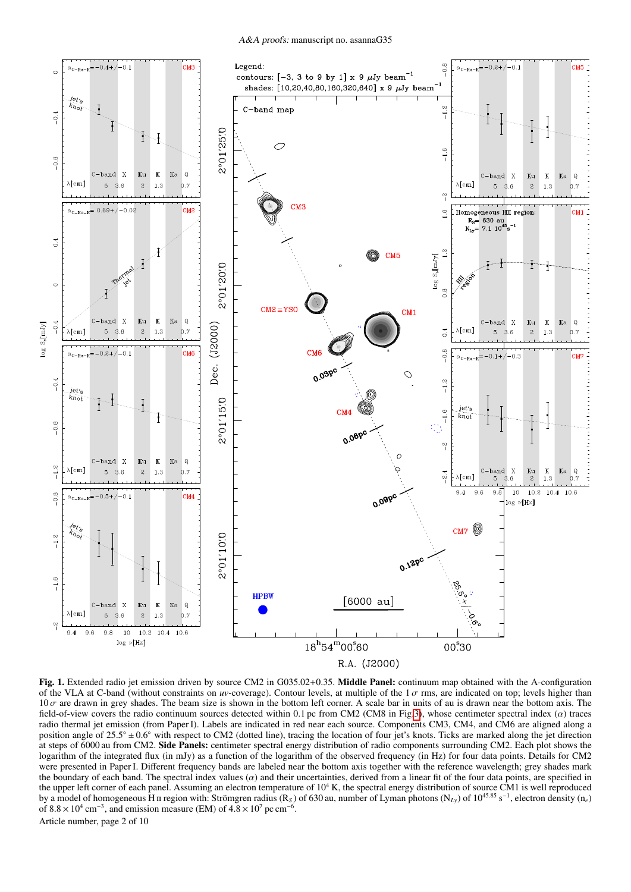**Fig. 1.** Extended radio jet emission driven by source CM2 in G035.02+0.35. **Middle Panel:** continuum map obtained with the A-configuration of the VLA at C-band (without constraints on *uv*-coverage). Contour levels, at multiple of the 1 $\sigma$ rms, are indicated on top; levels higher than 10 $\sigma$ are drawn in grey shades. The beam size is shown in the bottom left corner. A scale bar in units of au is drawn near the bottom axis. The field-of-view covers the radio continuum sources detected within 0.1 pc from CM2 (CM8 in Fig 3), whose centimeter spectral index ($\alpha$) traces radio thermal jet emission (from Paper I). Labels are indicated in red near each source. Components CM3, CM4, and CM6 are aligned along a position angle of $25.5° \pm 0.6°$ with respect to CM2 (dotted line), tracing the location of four jet's knots. Ticks are marked along the jet direction at steps of 6000 au from CM2. **Side Panels:** centimeter spectral energy distribution of radio components surrounding CM2. Each plot shows the logarithm of the integrated flux (in mJy) as a function of the logarithm of the observed frequency (in Hz) for four data points. Details for CM2 were presented in Paper I. Different frequency bands are labeled near the bottom axis together with the reference wavelength; grey shades mark the boundary of each band. The spectral index values ($\alpha$) and their uncertainties, derived from a linear fit of the four data points, are specified in the upper left corner of each panel. Assuming an electron temperature of $10^4$ K, the spectral energy distribution of source CM1 is well reproduced by a model of homogeneous H II region with: Strömgren radius ($R_S$) of 630 au, number of Lyman photons ($N_{Ly}$) of $10^{45.85}$ s$^{-1}$, electron density ($n_e$) of $8.8 \times 10^4$ cm$^{-3}$, and emission measure (EM) of $4.8 \times 10^7$ pc cm$^{-6}$.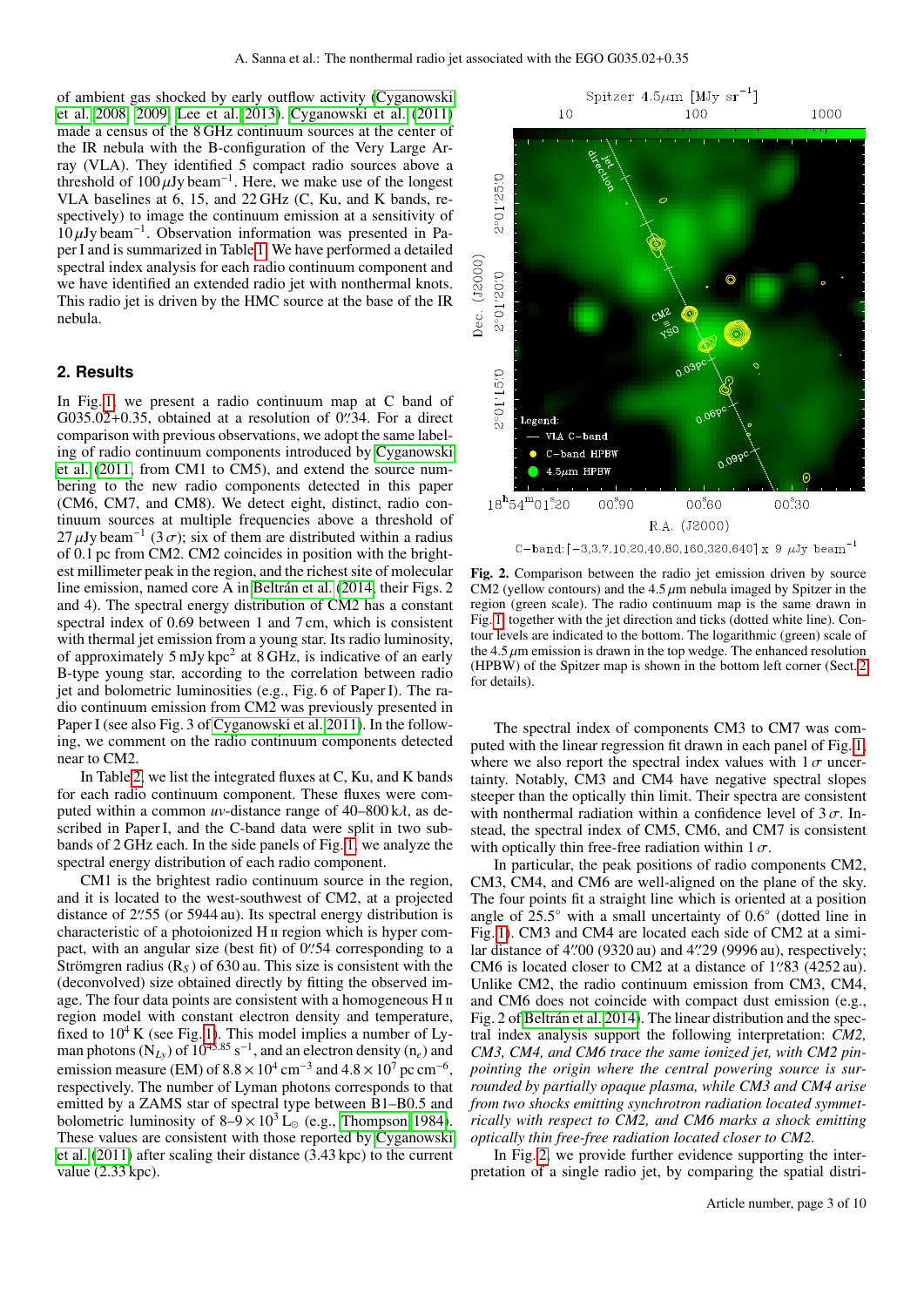of ambient gas shocked by early outflow activity (Cyganowski et al. 2008, 2009; Lee et al. 2013). Cyganowski et al. (2011) made a census of the 8 GHz continuum sources at the center of the IR nebula with the B-configuration of the Very Large Array (VLA). They identified 5 compact radio sources above a threshold of 100 $\mu$Jy beam$^{-1}$. Here, we make use of the longest VLA baselines at 6, 15, and 22 GHz (C, Ku, and K bands, respectively) to image the continuum emission at a sensitivity of 10 $\mu$Jy beam$^{-1}$. Observation information was presented in Paper I and is summarized in Table 1. We have performed a detailed spectral index analysis for each radio continuum component and we have identified an extended radio jet with nonthermal knots. This radio jet is driven by the HMC source at the base of the IR nebula.

## 2. Results

In Fig. 1, we present a radio continuum map at C band of G035.02+0.35, obtained at a resolution of 0″.34. For a direct comparison with previous observations, we adopt the same labeling of radio continuum components introduced by Cyganowski et al. (2011, from CM1 to CM5), and extend the source numbering to the new radio components detected in this paper (CM6, CM7, and CM8). We detect eight, distinct, radio continuum sources at multiple frequencies above a threshold of 27 $\mu$Jy beam$^{-1}$ (3 $\sigma$); six of them are distributed within a radius of 0.1 pc from CM2. CM2 coincides in position with the brightest millimeter peak in the region, and the richest site of molecular line emission, named core A in Beltrán et al. (2014, their Figs. 2 and 4). The spectral energy distribution of CM2 has a constant spectral index of 0.69 between 1 and 7 cm, which is consistent with thermal jet emission from a young star. Its radio luminosity, of approximately 5 mJy kpc$^2$ at 8 GHz, is indicative of an early B-type young star, according to the correlation between radio jet and bolometric luminosities (e.g., Fig. 6 of Paper I). The radio continuum emission from CM2 was previously presented in Paper I (see also Fig. 3 of Cyganowski et al. 2011). In the following, we comment on the radio continuum components detected near to CM2.

In Table 2, we list the integrated fluxes at C, Ku, and K bands for each radio continuum component. These fluxes were computed within a common *uv*-distance range of 40–800 k$\lambda$, as described in Paper I, and the C-band data were split in two subbands of 2 GHz each. In the side panels of Fig. 1, we analyze the spectral energy distribution of each radio component.

CM1 is the brightest radio continuum source in the region, and it is located to the west-southwest of CM2, at a projected distance of 2″.55 (or 5944 au). Its spectral energy distribution is characteristic of a photoionized H II region which is hyper compact, with an angular size (best fit) of 0″.54 corresponding to a Strömgren radius ($R_S$) of 630 au. This size is consistent with the (deconvolved) size obtained directly by fitting the observed image. The four data points are consistent with a homogeneous H II region model with constant electron density and temperature, fixed to $10^4$ K (see Fig. 1). This model implies a number of Lyman photons ($N_{Ly}$) of $10^{45.85}$ s$^{-1}$, and an electron density ($n_e$) and emission measure (EM) of $8.8 \times 10^4$ cm$^{-3}$ and $4.8 \times 10^7$ pc cm$^{-6}$, respectively. The number of Lyman photons corresponds to that emitted by a ZAMS star of spectral type between B1–B0.5 and bolometric luminosity of 8–$9 \times 10^3$ L$_\odot$ (e.g., Thompson 1984). These values are consistent with those reported by Cyganowski et al. (2011) after scaling their distance (3.43 kpc) to the current value (2.33 kpc).

**Fig. 2.** Comparison between the radio jet emission driven by source CM2 (yellow contours) and the 4.5 $\mu$m nebula imaged by Spitzer in the region (green scale). The radio continuum map is the same drawn in Fig. 1 together with the jet direction and ticks (dotted white line). Contour levels are indicated to the bottom. The logarithmic (green) scale of the 4.5 $\mu$m emission is drawn in the top wedge. The enhanced resolution (HPBW) of the Spitzer map is shown in the bottom left corner (Sect. 2 for details).

The spectral index of components CM3 to CM7 was computed with the linear regression fit drawn in each panel of Fig. 1, where we also report the spectral index values with 1 $\sigma$ uncertainty. Notably, CM3 and CM4 have negative spectral slopes steeper than the optically thin limit. Their spectra are consistent with nonthermal radiation within a confidence level of 3 $\sigma$. Instead, the spectral index of CM5, CM6, and CM7 is consistent with optically thin free-free radiation within 1 $\sigma$.

In particular, the peak positions of radio components CM2, CM3, CM4, and CM6 are well-aligned on the plane of the sky. The four points fit a straight line which is oriented at a position angle of 25.5° with a small uncertainty of 0.6° (dotted line in Fig. 1). CM3 and CM4 are located each side of CM2 at a similar distance of 4″.00 (9320 au) and 4″.29 (9996 au), respectively; CM6 is located closer to CM2 at a distance of 1″.83 (4252 au). Unlike CM2, the radio continuum emission from CM3, CM4, and CM6 does not coincide with compact dust emission (e.g., Fig. 2 of Beltrán et al. 2014). The linear distribution and the spectral index analysis support the following interpretation: *CM2, CM3, CM4, and CM6 trace the same ionized jet, with CM2 pinpointing the origin where the central powering source is surrounded by partially opaque plasma, while CM3 and CM4 arise from two shocks emitting synchrotron radiation located symmetrically with respect to CM2, and CM6 marks a shock emitting optically thin free-free radiation located closer to CM2.*

In Fig. 2, we provide further evidence supporting the interpretation of a single radio jet, by comparing the spatial distri-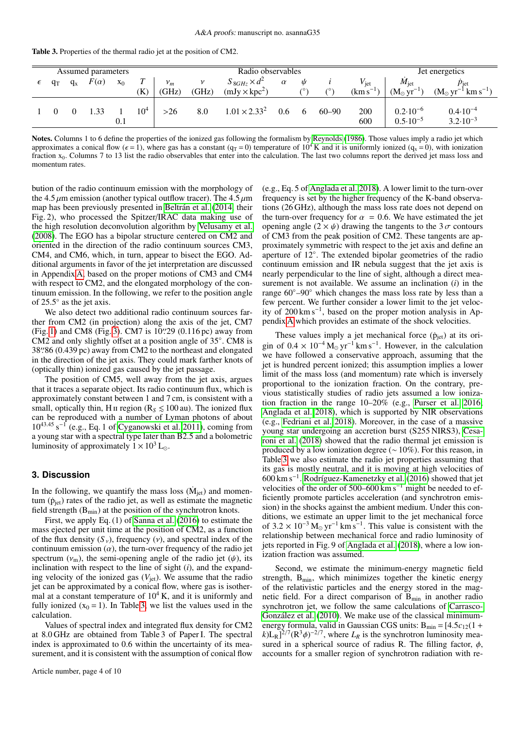**Table 3.** Properties of the thermal radio jet at the position of CM2.

| Assumed parameters | | | | | | Radio observables | | | | | | | Jet energetics | |
|---|---|---|---|---|---|---|---|---|---|---|---|---|---|---|
| $\epsilon$ | $q_T$ | $q_x$ | $F(\alpha)$ | $x_0$ | $T$ (K) | $\nu_m$ (GHz) | $\nu$ (GHz) | $S_{8GHz} \times d^2$ (mJy × kpc$^2$) | $\alpha$ | $\psi$ (°) | $i$ (°) | $V_{\rm jet}$ (km s$^{-1}$) | $\dot{M}_{\rm jet}$ (M$_\odot$ yr$^{-1}$) | $\dot{p}_{\rm jet}$ (M$_\odot$ yr$^{-1}$ km s$^{-1}$) |
| 1 | 0 | 0 | 1.33 | 1 | $10^4$ | >26 | 8.0 | $1.01 \times 2.33^2$ | 0.6 | 6 | 60–90 | 200 | $0.2\cdot10^{-6}$ | $0.4\cdot10^{-4}$ |
| | | | | 0.1 | | | | | | | | 600 | $0.5\cdot10^{-5}$ | $3.2\cdot10^{-3}$ |

**Notes.** Columns 1 to 6 define the properties of the ionized gas following the formalism by Reynolds (1986). Those values imply a radio jet which approximates a conical flow ($\epsilon = 1$), where gas has a constant ($q_T = 0$) temperature of $10^4$ K and it is uniformly ionized ($q_x = 0$), with ionization fraction $x_0$. Columns 7 to 13 list the radio observables that enter into the calculation. The last two columns report the derived jet mass loss and momentum rates.

bution of the radio continuum emission with the morphology of the 4.5 $\mu$m emission (another typical outflow tracer). The 4.5 $\mu$m map has been previously presented in Beltrán et al. (2014, their Fig. 2), who processed the Spitzer/IRAC data making use of the high resolution deconvolution algorithm by Velusamy et al. (2008). The EGO has a bipolar structure centered on CM2 and oriented in the direction of the radio continuum sources CM3, CM4, and CM6, which, in turn, appear to bisect the EGO. Additional arguments in favor of the jet interpretation are discussed in Appendix A, based on the proper motions of CM3 and CM4 with respect to CM2, and the elongated morphology of the continuum emission. In the following, we refer to the position angle of 25.5° as the jet axis.

We also detect two additional radio continuum sources farther from CM2 (in projection) along the axis of the jet, CM7 (Fig. 1) and CM8 (Fig. 3). CM7 is 10.″29 (0.116 pc) away from CM2 and only slightly offset at a position angle of 35°. CM8 is 38.″86 (0.439 pc) away from CM2 to the northeast and elongated in the direction of the jet axis. They could mark farther knots of (optically thin) ionized gas caused by the jet passage.

The position of CM5, well away from the jet axis, argues that it traces a separate object. Its radio continuum flux, which is approximately constant between 1 and 7 cm, is consistent with a small, optically thin, H II region ($R_S \lesssim 100$ au). The ionized flux can be reproduced with a number of Lyman photons of about $10^{43.45}$ s$^{-1}$ (e.g., Eq. 1 of Cyganowski et al. 2011), coming from a young star with a spectral type later than B2.5 and a bolometric luminosity of approximately $1 \times 10^3$ L$_\odot$.

## 3. Discussion

In the following, we quantify the mass loss ($\dot{M}_{\rm jet}$) and momentum ($\dot{p}_{\rm jet}$) rates of the radio jet, as well as estimate the magnetic field strength ($B_{\rm min}$) at the position of the synchrotron knots.

First, we apply Eq. (1) of Sanna et al. (2016) to estimate the mass ejected per unit time at the position of CM2, as a function of the flux density ($S_\nu$), frequency ($\nu$), and spectral index of the continuum emission ($\alpha$), the turn-over frequency of the radio jet spectrum ($\nu_m$), the semi-opening angle of the radio jet ($\psi$), its inclination with respect to the line of sight ($i$), and the expanding velocity of the ionized gas ($V_{\rm jet}$). We assume that the radio jet can be approximated by a conical flow, where gas is isothermal at a constant temperature of $10^4$ K, and it is uniformly and fully ionized ($x_0 = 1$). In Table 3, we list the values used in the calculation.

Values of spectral index and integrated flux density for CM2 at 8.0 GHz are obtained from Table 3 of Paper I. The spectral index is approximated to 0.6 within the uncertainty of its measurement, and it is consistent with the assumption of conical flow (e.g., Eq. 5 of Anglada et al. 2018). A lower limit to the turn-over frequency is set by the higher frequency of the K-band observations (26 GHz), although the mass loss rate does not depend on the turn-over frequency for $\alpha = 0.6$. We have estimated the jet opening angle ($2 \times \psi$) drawing the tangents to the 3 $\sigma$ contours of CM3 from the peak position of CM2. These tangents are approximately symmetric with respect to the jet axis and define an aperture of 12°. The extended bipolar geometries of the radio continuum emission and IR nebula suggest that the jet axis is nearly perpendicular to the line of sight, although a direct measurement is not available. We assume an inclination ($i$) in the range 60°–90° which changes the mass loss rate by less than a few percent. We further consider a lower limit to the jet velocity of 200 km s$^{-1}$, based on the proper motion analysis in Appendix A which provides an estimate of the shock velocities.

These values imply a jet mechanical force ($\dot{p}_{\rm jet}$) at its origin of $0.4 \times 10^{-4}$ M$_\odot$ yr$^{-1}$ km s$^{-1}$. However, in the calculation we have followed a conservative approach, assuming that the jet is hundred percent ionized; this assumption implies a lower limit of the mass loss (and momentum) rate which is inversely proportional to the ionization fraction. On the contrary, previous statistically studies of radio jets assumed a low ionization fraction in the range 10–20% (e.g., Purser et al. 2016; Anglada et al. 2018), which is supported by NIR observations (e.g., Fedriani et al. 2018). Moreover, in the case of a massive young star undergoing an accretion burst (S255 NIRS3), Cesaroni et al. (2018) showed that the radio thermal jet emission is produced by a low ionization degree (∼ 10%). For this reason, in Table 3 we also estimate the radio jet properties assuming that its gas is mostly neutral, and it is moving at high velocities of 600 km s$^{-1}$. Rodríguez-Kamenetzky et al. (2016) showed that jet velocities of the order of 500–600 km s$^{-1}$ might be needed to efficiently promote particles acceleration (and synchrotron emission) in the shocks against the ambient medium. Under this conditions, we estimate an upper limit to the jet mechanical force of $3.2 \times 10^{-3}$ M$_\odot$ yr$^{-1}$ km s$^{-1}$. This value is consistent with the relationship between mechanical force and radio luminosity of jets reported in Fig. 9 of Anglada et al. (2018), where a low ionization fraction was assumed.

Second, we estimate the minimum-energy magnetic field strength, $B_{\rm min}$, which minimizes together the kinetic energy of the relativistic particles and the energy stored in the magnetic field. For a direct comparison of $B_{\rm min}$ in another radio synchrotron jet, we follow the same calculations of Carrasco-González et al. (2010). We make use of the classical minimum-energy formula, valid in Gaussian CGS units: $B_{\rm min} = [4.5 c_{12}(1 + k) L_R]^{2/7} (R^3 \phi)^{-2/7}$, where $L_R$ is the synchrotron luminosity measured in a spherical source of radius R. The filling factor, $\phi$, accounts for a smaller region of synchrotron radiation with re-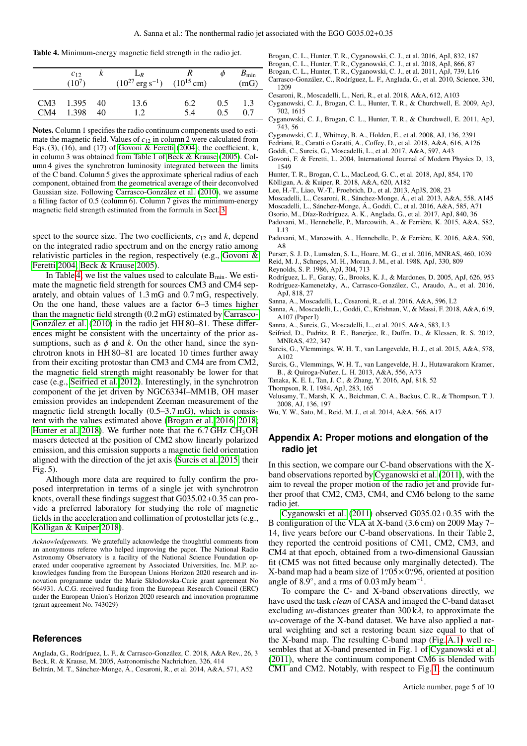**Table 4.** Minimum-energy magnetic field strength in the radio jet.

| | $c_{12}$ ($10^7$) | $k$ | $L_R$ ($10^{27}$ erg s$^{-1}$) | $R$ ($10^{15}$ cm) | $\phi$ | $B_{\rm min}$ (mG) |
|---|---|---|---|---|---|---|
| CM3 | 1.395 | 40 | 13.6 | 6.2 | 0.5 | 1.3 |
| CM4 | 1.398 | 40 | 1.2 | 5.4 | 0.5 | 0.7 |

**Notes.** Column 1 specifies the radio continuum components used to estimate the magnetic field. Values of $c_{12}$ in column 2 were calculated from Eqs. (3), (16), and (17) of Govoni & Feretti (2004); the coefficient, k, in column 3 was obtained from Table 1 of Beck & Krause (2005). Column 4 gives the synchrotron luminosity integrated between the limits of the C band. Column 5 gives the approximate spherical radius of each component, obtained from the geometrical average of their deconvolved Gaussian size. Following Carrasco-González et al. (2010), we assume a filling factor of 0.5 (column 6). Column 7 gives the minimum-energy magnetic field strength estimated from the formula in Sect. 3.

spect to the source size. The two coefficients, $c_{12}$ and $k$, depend on the integrated radio spectrum and on the energy ratio among relativistic particles in the region, respectively (e.g., Govoni & Feretti 2004; Beck & Krause 2005).

In Table 4, we list the values used to calculate $B_{\rm min}$. We estimate the magnetic field strength for sources CM3 and CM4 separately, and obtain values of 1.3 mG and 0.7 mG, respectively. On the one hand, these values are a factor 6–3 times higher than the magnetic field strength (0.2 mG) estimated by Carrasco-González et al. (2010) in the radio jet HH 80–81. These differences might be consistent with the uncertainty of the prior assumptions, such as $\phi$ and $k$. On the other hand, since the synchrotron knots in HH 80–81 are located 10 times further away from their exciting protostar than CM3 and CM4 are from CM2, the magnetic field strength might reasonably be lower for that case (e.g., Seifried et al. 2012). Interestingly, in the synchrotron component of the jet driven by NGC6334I–MM1B, OH maser emission provides an independent Zeeman measurement of the magnetic field strength locally (0.5–3.7 mG), which is consistent with the values estimated above (Brogan et al. 2016, 2018; Hunter et al. 2018). We further note that the 6.7 GHz $CH_3OH$ masers detected at the position of CM2 show linearly polarized emission, and this emission supports a magnetic field orientation aligned with the direction of the jet axis (Surcis et al. 2015, their Fig. 5).

Although more data are required to fully confirm the proposed interpretation in terms of a single jet with synchrotron knots, overall these findings suggest that G035.02+0.35 can provide a preferred laboratory for studying the role of magnetic fields in the acceleration and collimation of protostellar jets (e.g., Kölligan & Kuiper 2018).

*Acknowledgements.* We gratefully acknowledge the thoughtful comments from an anonymous referee who helped improving the paper. The National Radio Astronomy Observatory is a facility of the National Science Foundation operated under cooperative agreement by Associated Universities, Inc. M.P. acknowledges funding from the European Unions Horizon 2020 research and innovation programme under the Marie Skłodowska-Curie grant agreement No 664931. A.C.G. received funding from the European Research Council (ERC) under the European Union's Horizon 2020 research and innovation programme (grant agreement No. 743029)

## References

Anglada, G., Rodríguez, L. F., & Carrasco-González, C. 2018, A&A Rev., 26, 3
Beck, R. & Krause, M. 2005, Astronomische Nachrichten, 326, 414
Beltrán, M. T., Sánchez-Monge, Á., Cesaroni, R., et al. 2014, A&A, 571, A52
Brogan, C. L., Hunter, T. R., Cyganowski, C. J., et al. 2016, ApJ, 832, 187
Brogan, C. L., Hunter, T. R., Cyganowski, C. J., et al. 2018, ApJ, 866, 87
Brogan, C. L., Hunter, T. R., Cyganowski, C. J., et al. 2011, ApJ, 739, L16
Carrasco-González, C., Rodríguez, L. F., Anglada, G., et al. 2010, Science, 330, 1209
Cesaroni, R., Moscadelli, L., Neri, R., et al. 2018, A&A, 612, A103
Cyganowski, C. J., Brogan, C. L., Hunter, T. R., & Churchwell, E. 2009, ApJ, 702, 1615
Cyganowski, C. J., Brogan, C. L., Hunter, T. R., & Churchwell, E. 2011, ApJ, 743, 56
Cyganowski, C. J., Whitney, B. A., Holden, E., et al. 2008, AJ, 136, 2391
Fedriani, R., Caratti o Garatti, A., Coffey, D., et al. 2018, A&A, 616, A126
Goddi, C., Surcis, G., Moscadelli, L., et al. 2017, A&A, 597, A43
Govoni, F. & Feretti, L. 2004, International Journal of Modern Physics D, 13, 1549
Hunter, T. R., Brogan, C. L., MacLeod, G. C., et al. 2018, ApJ, 854, 170
Kölligan, A. & Kuiper, R. 2018, A&A, 620, A182
Lee, H.-T., Liao, W.-T., Froebrich, D., et al. 2013, ApJS, 208, 23
Moscadelli, L., Cesaroni, R., Sánchez-Monge, Á., et al. 2013, A&A, 558, A145
Moscadelli, L., Sánchez-Monge, Á., Goddi, C., et al. 2016, A&A, 585, A71
Osorio, M., Díaz-Rodríguez, A. K., Anglada, G., et al. 2017, ApJ, 840, 36
Padovani, M., Hennebelle, P., Marcowith, A., & Ferrière, K. 2015, A&A, 582, L13
Padovani, M., Marcowith, A., Hennebelle, P., & Ferrière, K. 2016, A&A, 590, A8
Purser, S. J. D., Lumsden, S. L., Hoare, M. G., et al. 2016, MNRAS, 460, 1039
Reid, M. J., Schneps, M. H., Moran, J. M., et al. 1988, ApJ, 330, 809
Reynolds, S. P. 1986, ApJ, 304, 713
Rodríguez, L. F., Garay, G., Brooks, K. J., & Mardones, D. 2005, ApJ, 626, 953
Rodríguez-Kamenetzky, A., Carrasco-González, C., Araudo, A., et al. 2016, ApJ, 818, 27
Sanna, A., Moscadelli, L., Cesaroni, R., et al. 2016, A&A, 596, L2
Sanna, A., Moscadelli, L., Goddi, C., Krishnan, V., & Massi, F. 2018, A&A, 619, A107 (Paper I)
Sanna, A., Surcis, G., Moscadelli, L., et al. 2015, A&A, 583, L3
Seifried, D., Pudritz, R. E., Banerjee, R., Duffin, D., & Klessen, R. S. 2012, MNRAS, 422, 347
Surcis, G., Vlemmings, W. H. T., van Langevelde, H. J., et al. 2015, A&A, 578, A102
Surcis, G., Vlemmings, W. H. T., van Langevelde, H. J., Hutawarakorn Kramer, B., & Quiroga-Nuñez, L. H. 2013, A&A, 556, A73
Tanaka, K. E. I., Tan, J. C., & Zhang, Y. 2016, ApJ, 818, 52
Thompson, R. I. 1984, ApJ, 283, 165
Velusamy, T., Marsh, K. A., Beichman, C. A., Backus, C. R., & Thompson, T. J. 2008, AJ, 136, 197
Wu, Y. W., Sato, M., Reid, M. J., et al. 2014, A&A, 566, A17

## Appendix A: Proper motions and elongation of the radio jet

In this section, we compare our C-band observations with the X-band observations reported by Cyganowski et al. (2011), with the aim to reveal the proper motion of the radio jet and provide further proof that CM2, CM3, CM4, and CM6 belong to the same radio jet.

Cyganowski et al. (2011) observed G035.02+0.35 with the B configuration of the VLA at X-band (3.6 cm) on 2009 May 7–14, five years before our C-band observations. In their Table 2, they reported the centroid positions of CM1, CM2, CM3, and CM4 at that epoch, obtained from a two-dimensional Gaussian fit (CM5 was not fitted because only marginally detected). The X-band map had a beam size of 1.″05 × 0.″96, oriented at position angle of 8.9°, and a rms of 0.03 mJy beam$^{-1}$.

To compare the C- and X-band observations directly, we have used the task *clean* of CASA and imaged the C-band dataset excluding *uv*-distances greater than 300 k$\lambda$, to approximate the *uv*-coverage of the X-band dataset. We have also applied a natural weighting and set a restoring beam size equal to that of the X-band map. The resulting C-band map (Fig. A.1) well resembles that at X-band presented in Fig. 1 of Cyganowski et al. (2011), where the continuum component CM6 is blended with CM1 and CM2. Notably, with respect to Fig. 1, the continuum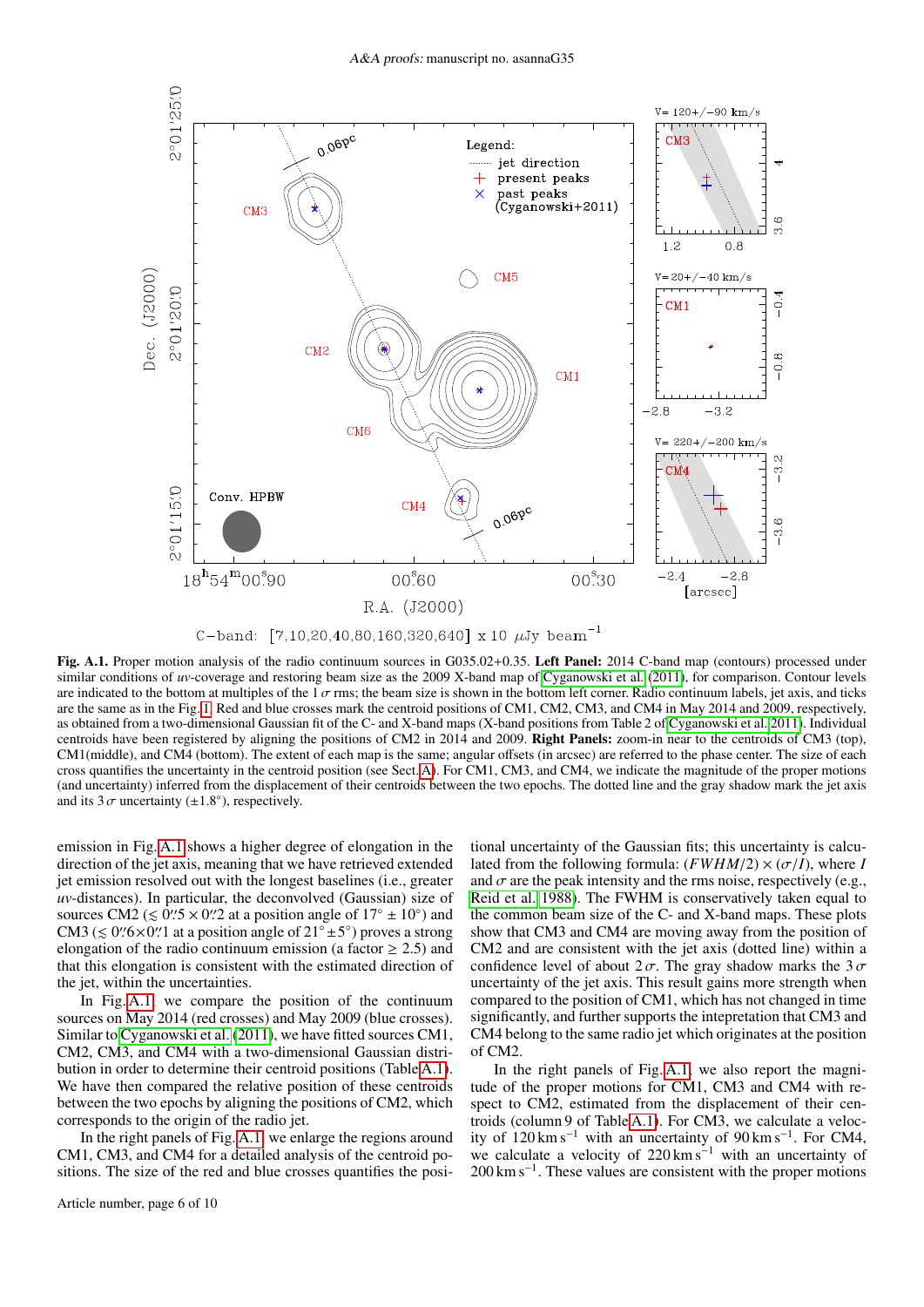**Fig. A.1.** Proper motion analysis of the radio continuum sources in G035.02+0.35. **Left Panel:** 2014 C-band map (contours) processed under similar conditions of *uv*-coverage and restoring beam size as the 2009 X-band map of Cyganowski et al. (2011), for comparison. Contour levels are indicated to the bottom at multiples of the 1 $\sigma$ rms; the beam size is shown in the bottom left corner. Radio continuum labels, jet axis, and ticks are the same as in the Fig. 1. Red and blue crosses mark the centroid positions of CM1, CM2, CM3, and CM4 in May 2014 and 2009, respectively, as obtained from a two-dimensional Gaussian fit of the C- and X-band maps (X-band positions from Table 2 of Cyganowski et al. 2011). Individual centroids have been registered by aligning the positions of CM2 in 2014 and 2009. **Right Panels:** zoom-in near to the centroids of CM3 (top), CM1(middle), and CM4 (bottom). The extent of each map is the same; angular offsets (in arcsec) are referred to the phase center. The size of each cross quantifies the uncertainty in the centroid position (see Sect. A). For CM1, CM3, and CM4, we indicate the magnitude of the proper motions (and uncertainty) inferred from the displacement of their centroids between the two epochs. The dotted line and the gray shadow mark the jet axis and its 3 $\sigma$ uncertainty ($\pm 1.8^{\circ}$), respectively.

emission in Fig. A.1 shows a higher degree of elongation in the direction of the jet axis, meaning that we have retrieved extended jet emission resolved out with the longest baselines (i.e., greater *uv*-distances). In particular, the deconvolved (Gaussian) size of sources CM2 ($\lesssim 0\farcs5 \times 0\farcs2$ at a position angle of $17^{\circ} \pm 10^{\circ}$) and CM3 ($\lesssim 0\farcs6 \times 0\farcs1$ at a position angle of $21^{\circ} \pm 5^{\circ}$) proves a strong elongation of the radio continuum emission (a factor $\geq 2.5$) and that this elongation is consistent with the estimated direction of the jet, within the uncertainties.

In Fig. A.1 we compare the position of the continuum sources on May 2014 (red crosses) and May 2009 (blue crosses). Similar to Cyganowski et al. (2011), we have fitted sources CM1, CM2, CM3, and CM4 with a two-dimensional Gaussian distribution in order to determine their centroid positions (Table A.1). We have then compared the relative position of these centroids between the two epochs by aligning the positions of CM2, which corresponds to the origin of the radio jet.

In the right panels of Fig. A.1 we enlarge the regions around CM1, CM3, and CM4 for a detailed analysis of the centroid positions. The size of the red and blue crosses quantifies the positional uncertainty of the Gaussian fits; this uncertainty is calculated from the following formula: $(FWHM/2) \times (\sigma/I)$, where $I$ and $\sigma$ are the peak intensity and the rms noise, respectively (e.g., Reid et al. 1988). The FWHM is conservatively taken equal to the common beam size of the C- and X-band maps. These plots show that CM3 and CM4 are moving away from the position of CM2 and are consistent with the jet axis (dotted line) within a confidence level of about 2 $\sigma$. The gray shadow marks the 3 $\sigma$ uncertainty of the jet axis. This result gains more strength when compared to the position of CM1, which has not changed in time significantly, and further supports the intepretation that CM3 and CM4 belong to the same radio jet which originates at the position of CM2.

In the right panels of Fig. A.1 we also report the magnitude of the proper motions for CM1, CM3 and CM4 with respect to CM2, estimated from the displacement of their centroids (column 9 of Table A.1). For CM3, we calculate a velocity of 120 km s$^{-1}$ with an uncertainty of 90 km s$^{-1}$. For CM4, we calculate a velocity of 220 km s$^{-1}$ with an uncertainty of 200 km s$^{-1}$. These values are consistent with the proper motions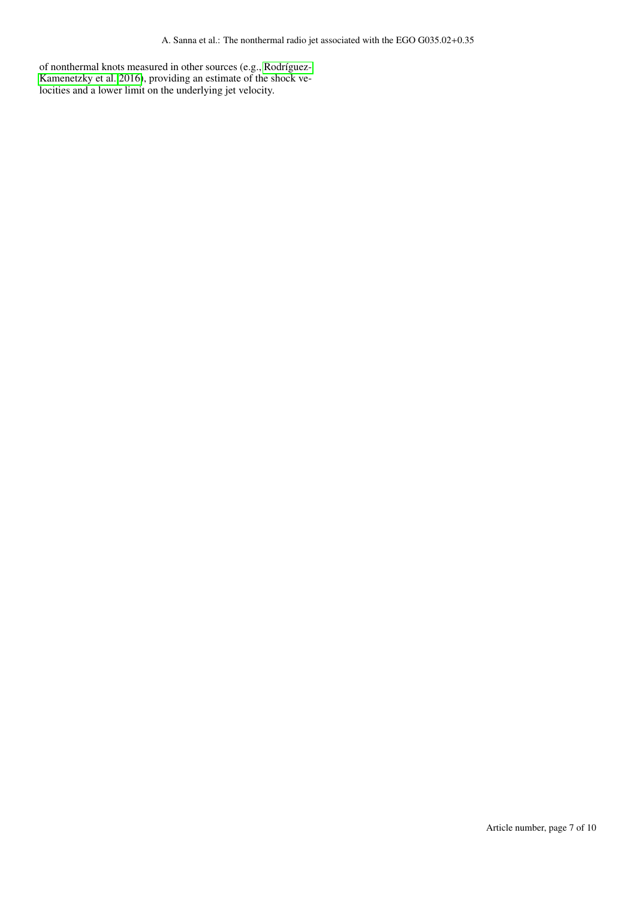of nonthermal knots measured in other sources (e.g., Rodríguez-Kamenetzky et al. 2016), providing an estimate of the shock velocities and a lower limit on the underlying jet velocity.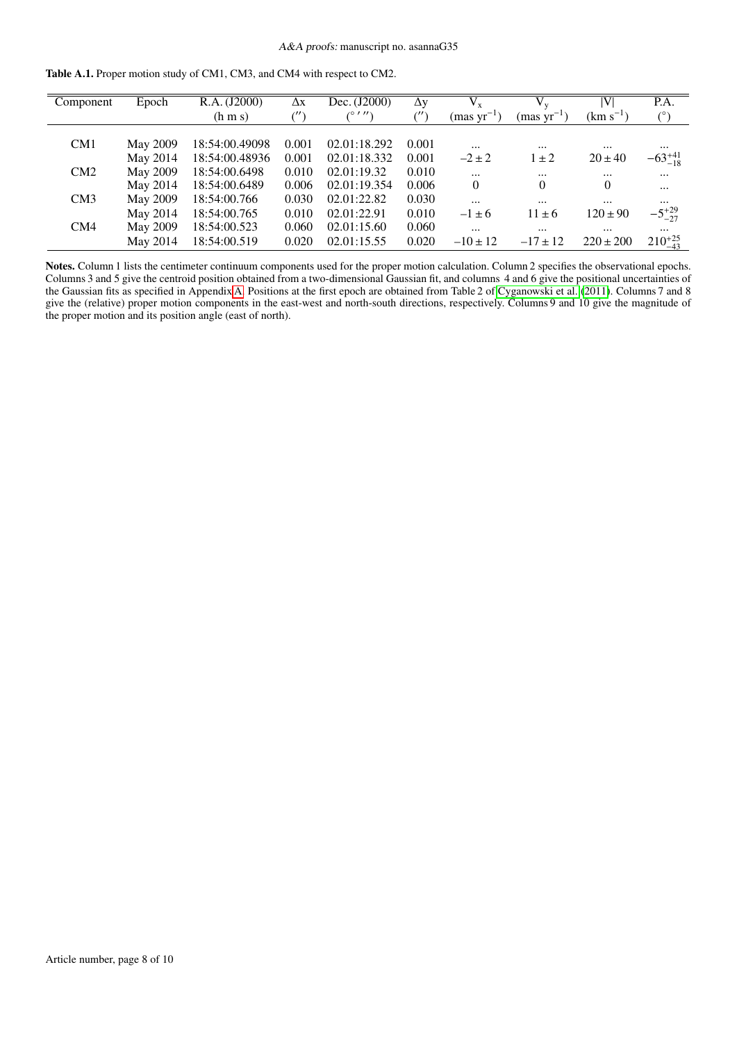**Table A.1.** Proper motion study of CM1, CM3, and CM4 with respect to CM2.

| Component | Epoch | R.A. (J2000) | Δx | Dec. (J2000) | Δy | $V_x$ | $V_y$ | $\|V\|$ | P.A. |
|---|---|---|---|---|---|---|---|---|---|
| | | (h m s) | (″) | (° ′ ″) | (″) | (mas $yr^{-1}$) | (mas $yr^{-1}$) | (km $s^{-1}$) | (°) |
| CM1 | May 2009 | 18:54:00.49098 | 0.001 | 02.01:18.292 | 0.001 | ... | ... | ... | ... |
| | May 2014 | 18:54:00.48936 | 0.001 | 02.01:18.332 | 0.001 | $-2 \pm 2$ | $1 \pm 2$ | $20 \pm 40$ | $-63^{+41}_{-18}$ |
| CM2 | May 2009 | 18:54:00.6498 | 0.010 | 02.01:19.32 | 0.010 | ... | ... | ... | ... |
| | May 2014 | 18:54:00.6489 | 0.006 | 02.01:19.354 | 0.006 | 0 | 0 | 0 | ... |
| CM3 | May 2009 | 18:54:00.766 | 0.030 | 02.01:22.82 | 0.030 | ... | ... | ... | ... |
| | May 2014 | 18:54:00.765 | 0.010 | 02.01:22.91 | 0.010 | $-1 \pm 6$ | $11 \pm 6$ | $120 \pm 90$ | $-5^{+29}_{-27}$ |
| CM4 | May 2009 | 18:54:00.523 | 0.060 | 02.01:15.60 | 0.060 | ... | ... | ... | ... |
| | May 2014 | 18:54:00.519 | 0.020 | 02.01:15.55 | 0.020 | $-10 \pm 12$ | $-17 \pm 12$ | $220 \pm 200$ | $210^{+25}_{-43}$ |

**Notes.** Column 1 lists the centimeter continuum components used for the proper motion calculation. Column 2 specifies the observational epochs. Columns 3 and 5 give the centroid position obtained from a two-dimensional Gaussian fit, and columns 4 and 6 give the positional uncertainties of the Gaussian fits as specified in Appendix A. Positions at the first epoch are obtained from Table 2 of Cyganowski et al. (2011). Columns 7 and 8 give the (relative) proper motion components in the east-west and north-south directions, respectively. Columns 9 and 10 give the magnitude of the proper motion and its position angle (east of north).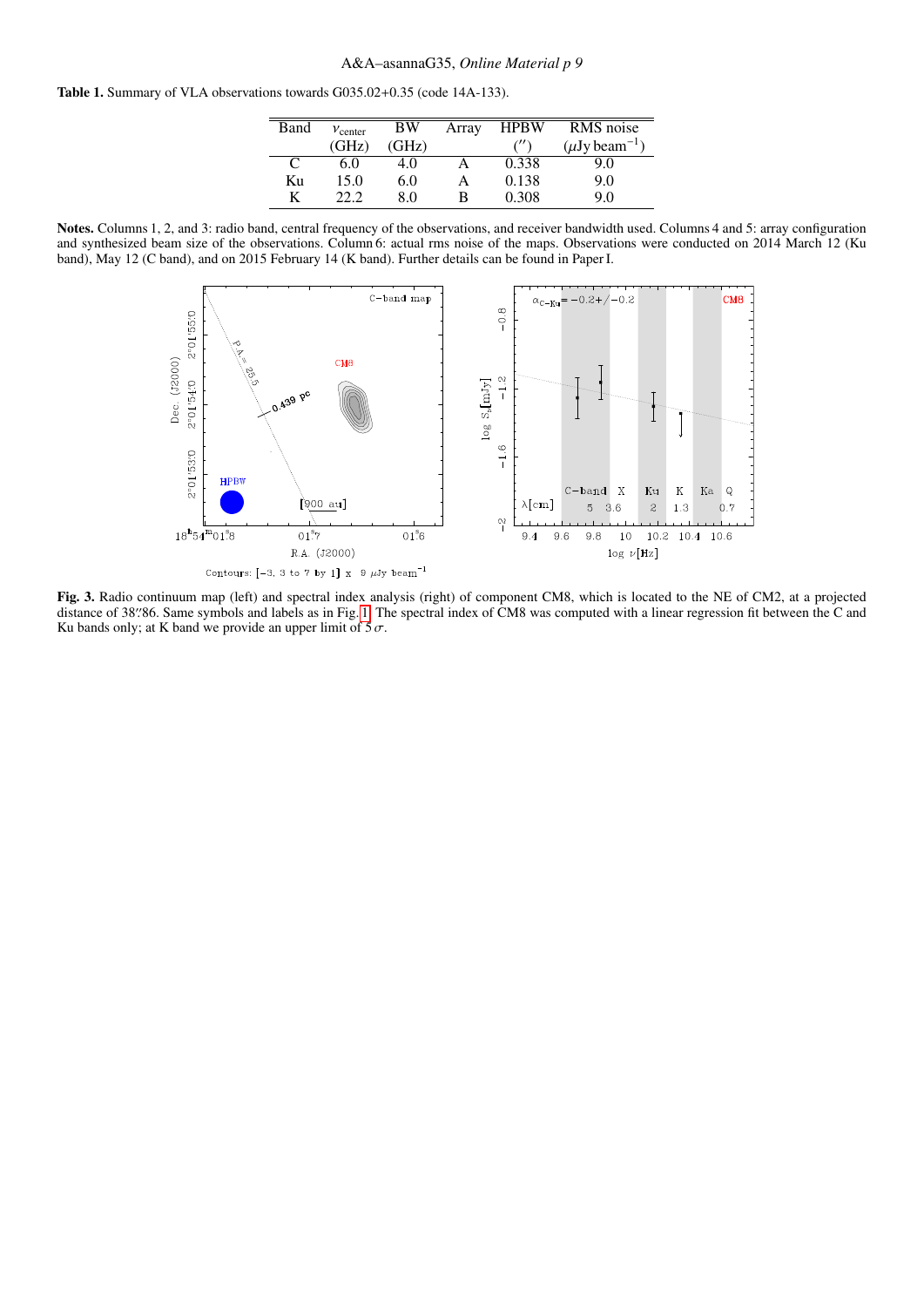**Table 1.** Summary of VLA observations towards G035.02+0.35 (code 14A-133).

| Band | $\nu_{\rm center}$ (GHz) | BW (GHz) | Array | HPBW ($''$) | RMS noise ($\mu$Jy beam$^{-1}$) |
|---|---|---|---|---|---|
| C | 6.0 | 4.0 | A | 0.338 | 9.0 |
| Ku | 15.0 | 6.0 | A | 0.138 | 9.0 |
| K | 22.2 | 8.0 | B | 0.308 | 9.0 |

**Notes.** Columns 1, 2, and 3: radio band, central frequency of the observations, and receiver bandwidth used. Columns 4 and 5: array configuration and synthesized beam size of the observations. Column 6: actual rms noise of the maps. Observations were conducted on 2014 March 12 (Ku band), May 12 (C band), and on 2015 February 14 (K band). Further details can be found in Paper I.

**Fig. 3.** Radio continuum map (left) and spectral index analysis (right) of component CM8, which is located to the NE of CM2, at a projected distance of 38″86. Same symbols and labels as in Fig. 1. The spectral index of CM8 was computed with a linear regression fit between the C and Ku bands only; at K band we provide an upper limit of 5 $\sigma$.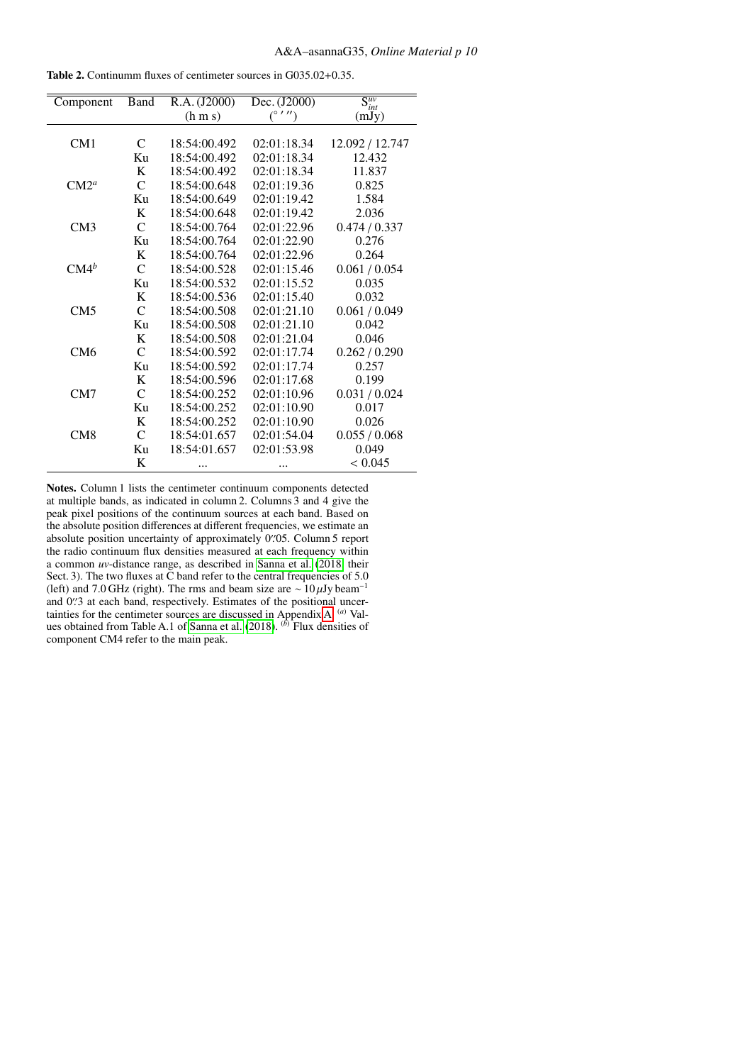**Table 2.** Continumm fluxes of centimeter sources in G035.02+0.35.

| Component | Band | R.A. (J2000) (h m s) | Dec. (J2000) (° ′ ″) | $S_{int}^{uv}$ (mJy) |
|---|---|---|---|---|
| CM1 | C | 18:54:00.492 | 02:01:18.34 | 12.092 / 12.747 |
| | Ku | 18:54:00.492 | 02:01:18.34 | 12.432 |
| | K | 18:54:00.492 | 02:01:18.34 | 11.837 |
| CM2[a] | C | 18:54:00.648 | 02:01:19.36 | 0.825 |
| | Ku | 18:54:00.649 | 02:01:19.42 | 1.584 |
| | K | 18:54:00.648 | 02:01:19.42 | 2.036 |
| CM3 | C | 18:54:00.764 | 02:01:22.96 | 0.474 / 0.337 |
| | Ku | 18:54:00.764 | 02:01:22.90 | 0.276 |
| | K | 18:54:00.764 | 02:01:22.96 | 0.264 |
| CM4[b] | C | 18:54:00.528 | 02:01:15.46 | 0.061 / 0.054 |
| | Ku | 18:54:00.532 | 02:01:15.52 | 0.035 |
| | K | 18:54:00.536 | 02:01:15.40 | 0.032 |
| CM5 | C | 18:54:00.508 | 02:01:21.10 | 0.061 / 0.049 |
| | Ku | 18:54:00.508 | 02:01:21.10 | 0.042 |
| | K | 18:54:00.508 | 02:01:21.04 | 0.046 |
| CM6 | C | 18:54:00.592 | 02:01:17.74 | 0.262 / 0.290 |
| | Ku | 18:54:00.592 | 02:01:17.74 | 0.257 |
| | K | 18:54:00.596 | 02:01:17.68 | 0.199 |
| CM7 | C | 18:54:00.252 | 02:01:10.96 | 0.031 / 0.024 |
| | Ku | 18:54:00.252 | 02:01:10.90 | 0.017 |
| | K | 18:54:00.252 | 02:01:10.90 | 0.026 |
| CM8 | C | 18:54:01.657 | 02:01:54.04 | 0.055 / 0.068 |
| | Ku | 18:54:01.657 | 02:01:53.98 | 0.049 |
| | K | ... | ... | < 0.045 |

**Notes.** Column 1 lists the centimeter continuum components detected at multiple bands, as indicated in column 2. Columns 3 and 4 give the peak pixel positions of the continuum sources at each band. Based on the absolute position differences at different frequencies, we estimate an absolute position uncertainty of approximately 0.″05. Column 5 report the radio continuum flux densities measured at each frequency within a common *uv*-distance range, as described in Sanna et al. (2018; their Sect. 3). The two fluxes at C band refer to the central frequencies of 5.0 (left) and 7.0 GHz (right). The rms and beam size are $\sim 10\,\mu$Jy beam$^{-1}$ and 0.″3 at each band, respectively. Estimates of the positional uncertainties for the centimeter sources are discussed in Appendix A. [a] Values obtained from Table A.1 of Sanna et al. (2018). [b] Flux densities of component CM4 refer to the main peak.